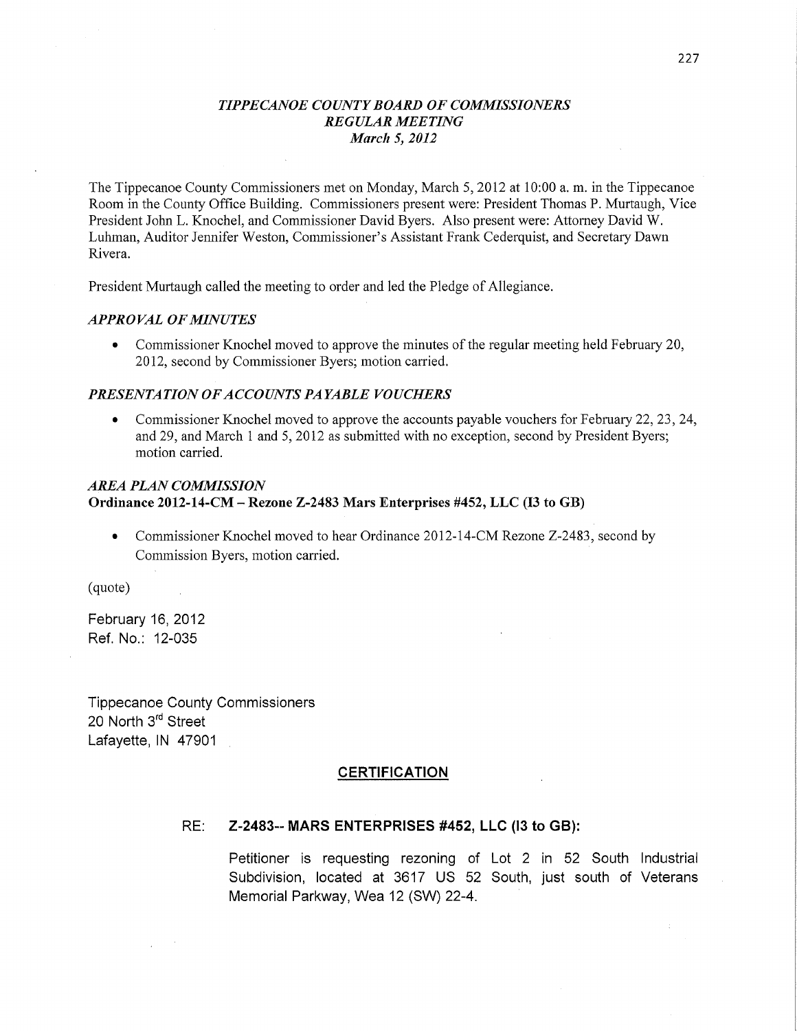# *TIPPECANOE COUNTY BOARD OF COMMISSIONERS*
## *REGULAR MEETING*
### *March 5, 2012*

The Tippecanoe County Commissioners met on Monday, March 5, 2012 at 10:00 a. m. in the Tippecanoe Room in the County Office Building. Commissioners present were: President Thomas P. Murtaugh, Vice President John L. Knochel, and Commissioner David Byers. Also present were: Attorney David W. Luhman, Auditor Jennifer Weston, Commissioner's Assistant Frank Cederquist, and Secretary Dawn Rivera.

President Murtaugh called the meeting to order and led the Pledge of Allegiance.

### *APPROVAL OF MINUTES*

- Commissioner Knochel moved to approve the minutes of the regular meeting held February 20, 2012, second by Commissioner Byers; motion carried.

### *PRESENTATION OF ACCOUNTS PAYABLE VOUCHERS*

- Commissioner Knochel moved to approve the accounts payable vouchers for February 22, 23, 24, and 29, and March 1 and 5, 2012 as submitted with no exception, second by President Byers; motion carried.

### *AREA PLAN COMMISSION*
**Ordinance 2012-14-CM – Rezone Z-2483 Mars Enterprises #452, LLC (I3 to GB)**

- Commissioner Knochel moved to hear Ordinance 2012-14-CM Rezone Z-2483, second by Commission Byers, motion carried.

(quote)

February 16, 2012
Ref. No.: 12-035

Tippecanoe County Commissioners
20 North 3rd Street
Lafayette, IN 47901

**CERTIFICATION**

RE: **Z-2483-- MARS ENTERPRISES #452, LLC (I3 to GB):**

Petitioner is requesting rezoning of Lot 2 in 52 South Industrial Subdivision, located at 3617 US 52 South, just south of Veterans Memorial Parkway, Wea 12 (SW) 22-4.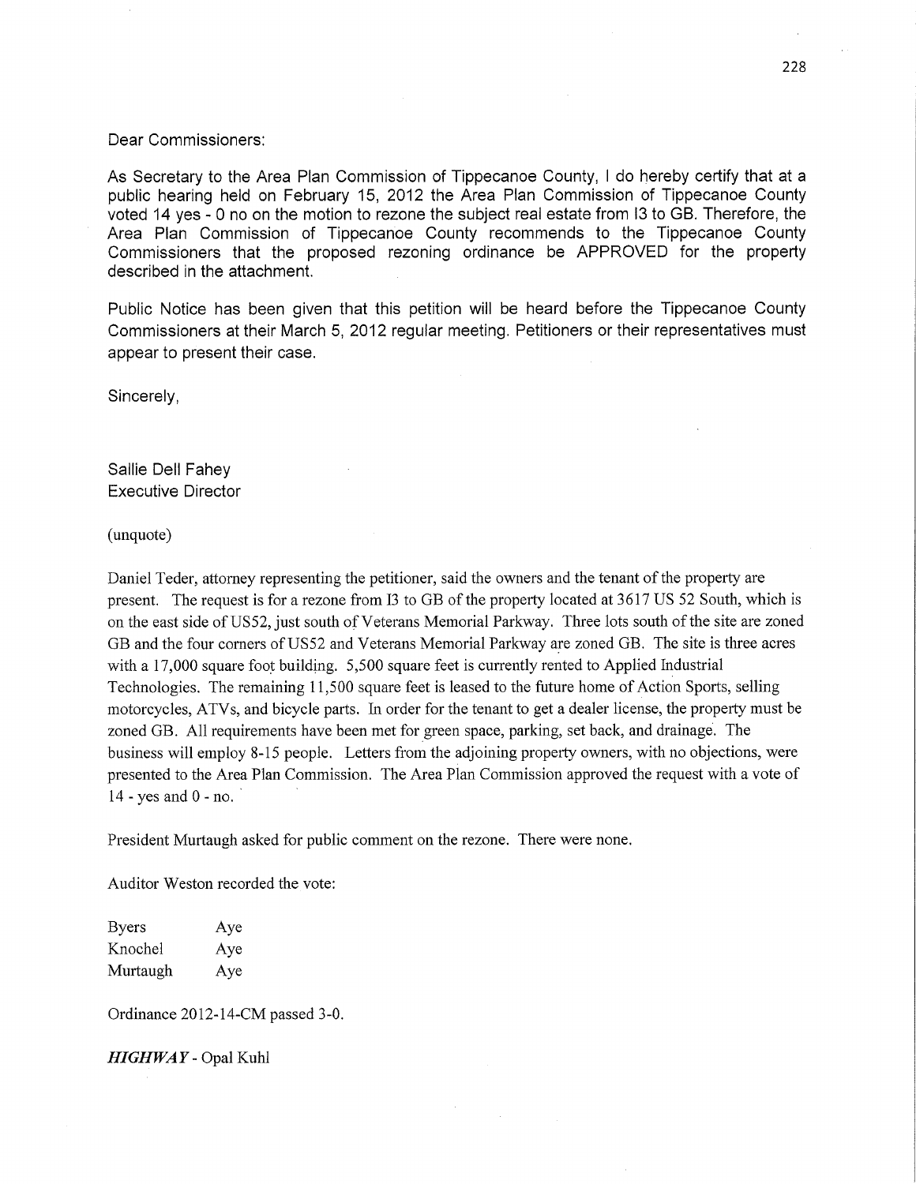Dear Commissioners:

As Secretary to the Area Plan Commission of Tippecanoe County, I do hereby certify that at a public hearing held on February 15, 2012 the Area Plan Commission of Tippecanoe County voted 14 yes - 0 no on the motion to rezone the subject real estate from I3 to GB. Therefore, the Area Plan Commission of Tippecanoe County recommends to the Tippecanoe County Commissioners that the proposed rezoning ordinance be APPROVED for the property described in the attachment.

Public Notice has been given that this petition will be heard before the Tippecanoe County Commissioners at their March 5, 2012 regular meeting. Petitioners or their representatives must appear to present their case.

Sincerely,

Sallie Dell Fahey
Executive Director

(unquote)

Daniel Teder, attorney representing the petitioner, said the owners and the tenant of the property are present. The request is for a rezone from I3 to GB of the property located at 3617 US 52 South, which is on the east side of US52, just south of Veterans Memorial Parkway. Three lots south of the site are zoned GB and the four corners of US52 and Veterans Memorial Parkway are zoned GB. The site is three acres with a 17,000 square foot building. 5,500 square feet is currently rented to Applied Industrial Technologies. The remaining 11,500 square feet is leased to the future home of Action Sports, selling motorcycles, ATVs, and bicycle parts. In order for the tenant to get a dealer license, the property must be zoned GB. All requirements have been met for green space, parking, set back, and drainage. The business will employ 8-15 people. Letters from the adjoining property owners, with no objections, were presented to the Area Plan Commission. The Area Plan Commission approved the request with a vote of 14 - yes and 0 - no.

President Murtaugh asked for public comment on the rezone. There were none.

Auditor Weston recorded the vote:

| | |
|---|---|
| Byers | Aye |
| Knochel | Aye |
| Murtaugh | Aye |

Ordinance 2012-14-CM passed 3-0.

***HIGHWAY*** - Opal Kuhl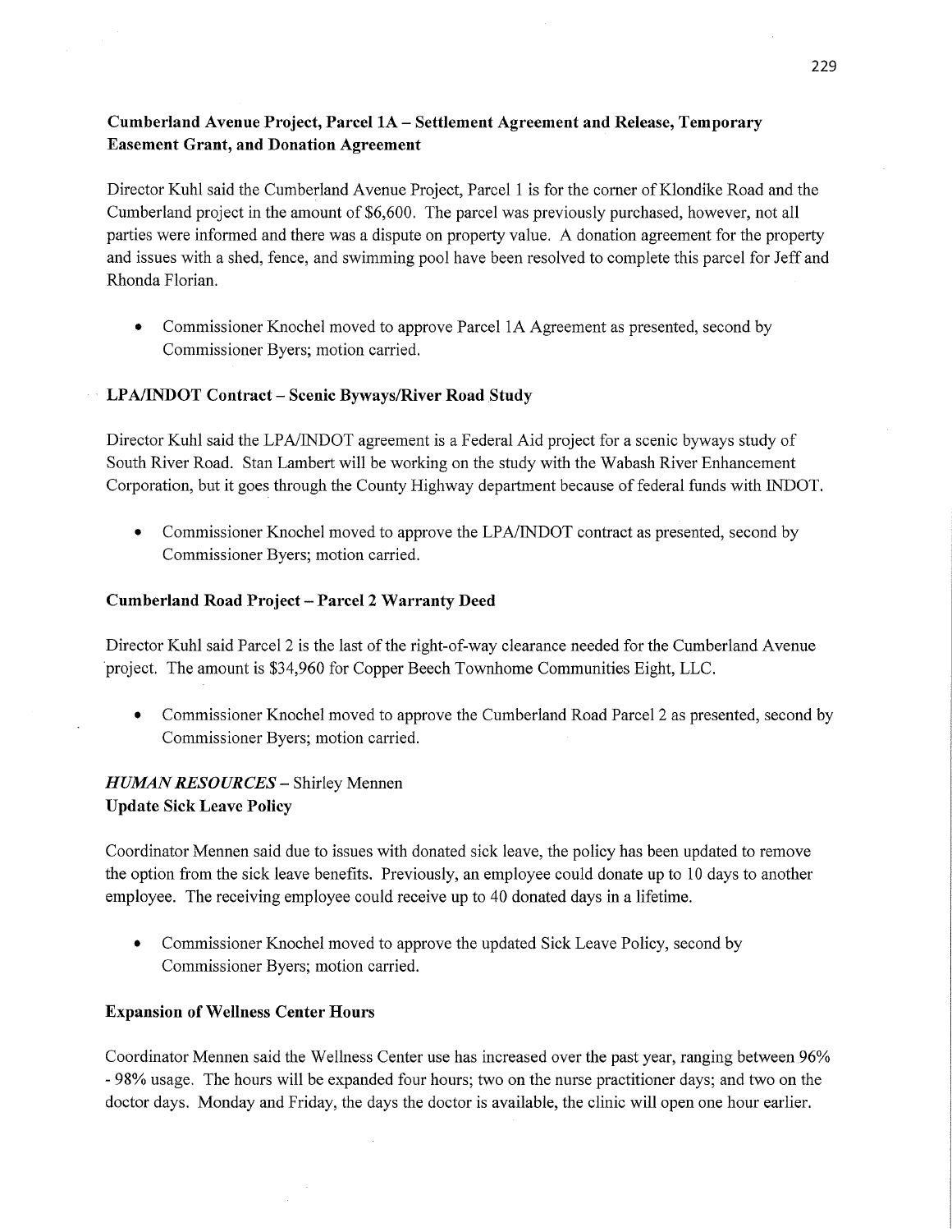**Cumberland Avenue Project, Parcel 1A – Settlement Agreement and Release, Temporary Easement Grant, and Donation Agreement**

Director Kuhl said the Cumberland Avenue Project, Parcel 1 is for the corner of Klondike Road and the Cumberland project in the amount of $6,600. The parcel was previously purchased, however, not all parties were informed and there was a dispute on property value. A donation agreement for the property and issues with a shed, fence, and swimming pool have been resolved to complete this parcel for Jeff and Rhonda Florian.

- Commissioner Knochel moved to approve Parcel 1A Agreement as presented, second by Commissioner Byers; motion carried.

**LPA/INDOT Contract – Scenic Byways/River Road Study**

Director Kuhl said the LPA/INDOT agreement is a Federal Aid project for a scenic byways study of South River Road. Stan Lambert will be working on the study with the Wabash River Enhancement Corporation, but it goes through the County Highway department because of federal funds with INDOT.

- Commissioner Knochel moved to approve the LPA/INDOT contract as presented, second by Commissioner Byers; motion carried.

**Cumberland Road Project – Parcel 2 Warranty Deed**

Director Kuhl said Parcel 2 is the last of the right-of-way clearance needed for the Cumberland Avenue project. The amount is $34,960 for Copper Beech Townhome Communities Eight, LLC.

- Commissioner Knochel moved to approve the Cumberland Road Parcel 2 as presented, second by Commissioner Byers; motion carried.

***HUMAN RESOURCES*** – Shirley Mennen
**Update Sick Leave Policy**

Coordinator Mennen said due to issues with donated sick leave, the policy has been updated to remove the option from the sick leave benefits. Previously, an employee could donate up to 10 days to another employee. The receiving employee could receive up to 40 donated days in a lifetime.

- Commissioner Knochel moved to approve the updated Sick Leave Policy, second by Commissioner Byers; motion carried.

**Expansion of Wellness Center Hours**

Coordinator Mennen said the Wellness Center use has increased over the past year, ranging between 96% - 98% usage. The hours will be expanded four hours; two on the nurse practitioner days; and two on the doctor days. Monday and Friday, the days the doctor is available, the clinic will open one hour earlier.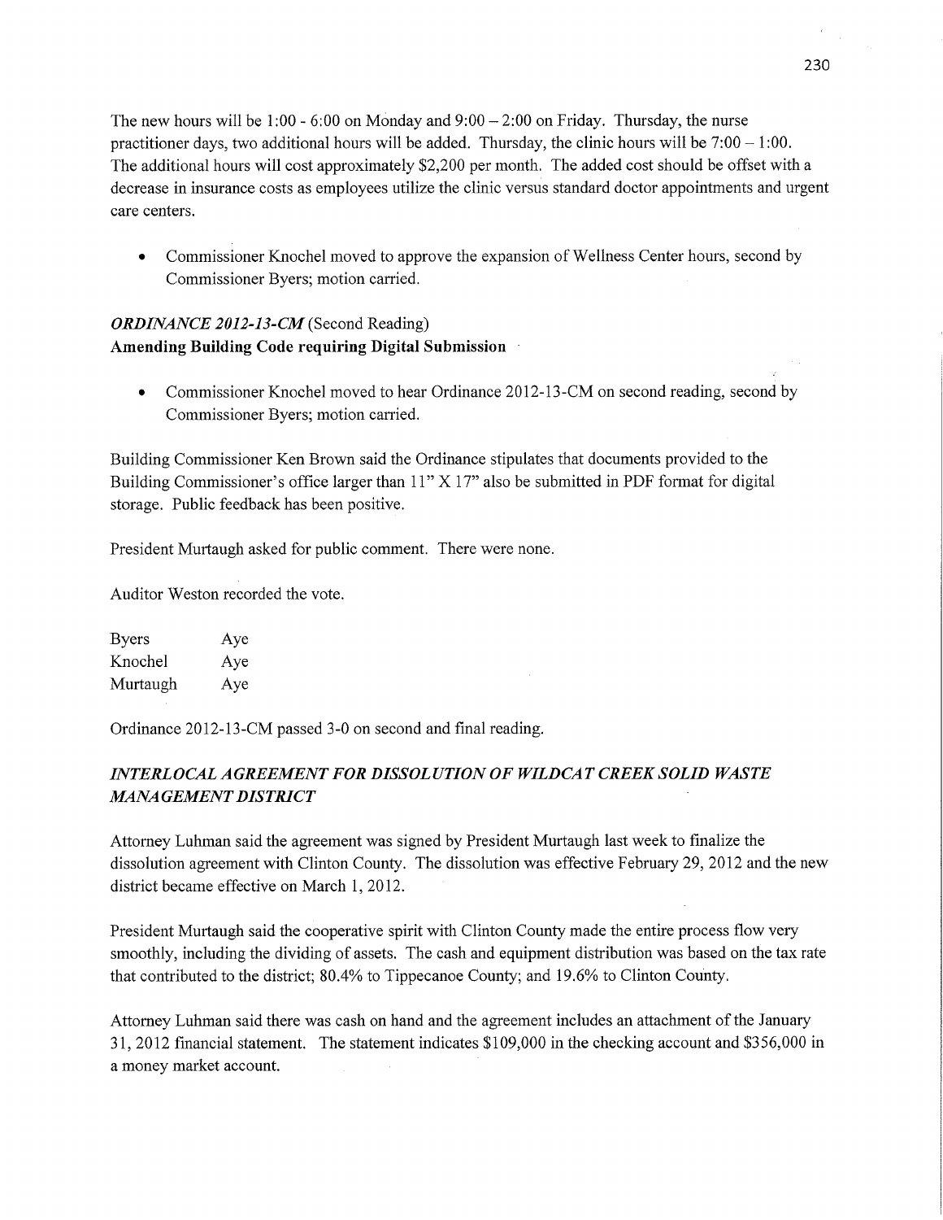The new hours will be 1:00 - 6:00 on Monday and 9:00 – 2:00 on Friday. Thursday, the nurse practitioner days, two additional hours will be added. Thursday, the clinic hours will be 7:00 – 1:00. The additional hours will cost approximately $2,200 per month. The added cost should be offset with a decrease in insurance costs as employees utilize the clinic versus standard doctor appointments and urgent care centers.

- Commissioner Knochel moved to approve the expansion of Wellness Center hours, second by Commissioner Byers; motion carried.

***ORDINANCE 2012-13-CM*** (Second Reading)
**Amending Building Code requiring Digital Submission**

- Commissioner Knochel moved to hear Ordinance 2012-13-CM on second reading, second by Commissioner Byers; motion carried.

Building Commissioner Ken Brown said the Ordinance stipulates that documents provided to the Building Commissioner's office larger than 11" X 17" also be submitted in PDF format for digital storage. Public feedback has been positive.

President Murtaugh asked for public comment. There were none.

Auditor Weston recorded the vote.

| | |
|---|---|
| Byers | Aye |
| Knochel | Aye |
| Murtaugh | Aye |

Ordinance 2012-13-CM passed 3-0 on second and final reading.

***INTERLOCAL AGREEMENT FOR DISSOLUTION OF WILDCAT CREEK SOLID WASTE MANAGEMENT DISTRICT***

Attorney Luhman said the agreement was signed by President Murtaugh last week to finalize the dissolution agreement with Clinton County. The dissolution was effective February 29, 2012 and the new district became effective on March 1, 2012.

President Murtaugh said the cooperative spirit with Clinton County made the entire process flow very smoothly, including the dividing of assets. The cash and equipment distribution was based on the tax rate that contributed to the district; 80.4% to Tippecanoe County; and 19.6% to Clinton County.

Attorney Luhman said there was cash on hand and the agreement includes an attachment of the January 31, 2012 financial statement. The statement indicates $109,000 in the checking account and $356,000 in a money market account.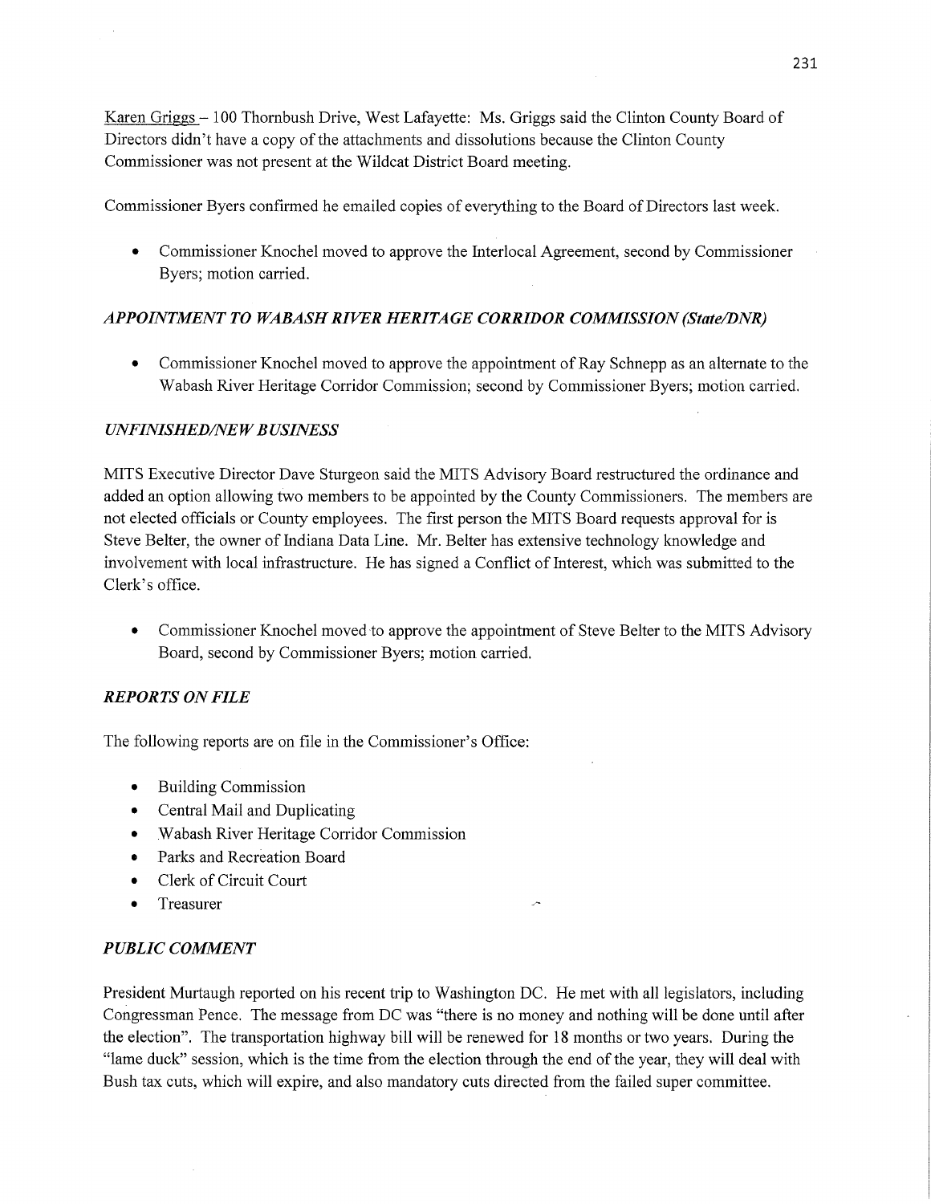Karen Griggs – 100 Thornbush Drive, West Lafayette: Ms. Griggs said the Clinton County Board of Directors didn't have a copy of the attachments and dissolutions because the Clinton County Commissioner was not present at the Wildcat District Board meeting.

Commissioner Byers confirmed he emailed copies of everything to the Board of Directors last week.

- Commissioner Knochel moved to approve the Interlocal Agreement, second by Commissioner Byers; motion carried.

### *APPOINTMENT TO WABASH RIVER HERITAGE CORRIDOR COMMISSION (State/DNR)*

- Commissioner Knochel moved to approve the appointment of Ray Schnepp as an alternate to the Wabash River Heritage Corridor Commission; second by Commissioner Byers; motion carried.

### *UNFINISHED/NEW BUSINESS*

MITS Executive Director Dave Sturgeon said the MITS Advisory Board restructured the ordinance and added an option allowing two members to be appointed by the County Commissioners. The members are not elected officials or County employees. The first person the MITS Board requests approval for is Steve Belter, the owner of Indiana Data Line. Mr. Belter has extensive technology knowledge and involvement with local infrastructure. He has signed a Conflict of Interest, which was submitted to the Clerk's office.

- Commissioner Knochel moved to approve the appointment of Steve Belter to the MITS Advisory Board, second by Commissioner Byers; motion carried.

### *REPORTS ON FILE*

The following reports are on file in the Commissioner's Office:

- Building Commission
- Central Mail and Duplicating
- Wabash River Heritage Corridor Commission
- Parks and Recreation Board
- Clerk of Circuit Court
- Treasurer

### *PUBLIC COMMENT*

President Murtaugh reported on his recent trip to Washington DC. He met with all legislators, including Congressman Pence. The message from DC was "there is no money and nothing will be done until after the election". The transportation highway bill will be renewed for 18 months or two years. During the "lame duck" session, which is the time from the election through the end of the year, they will deal with Bush tax cuts, which will expire, and also mandatory cuts directed from the failed super committee.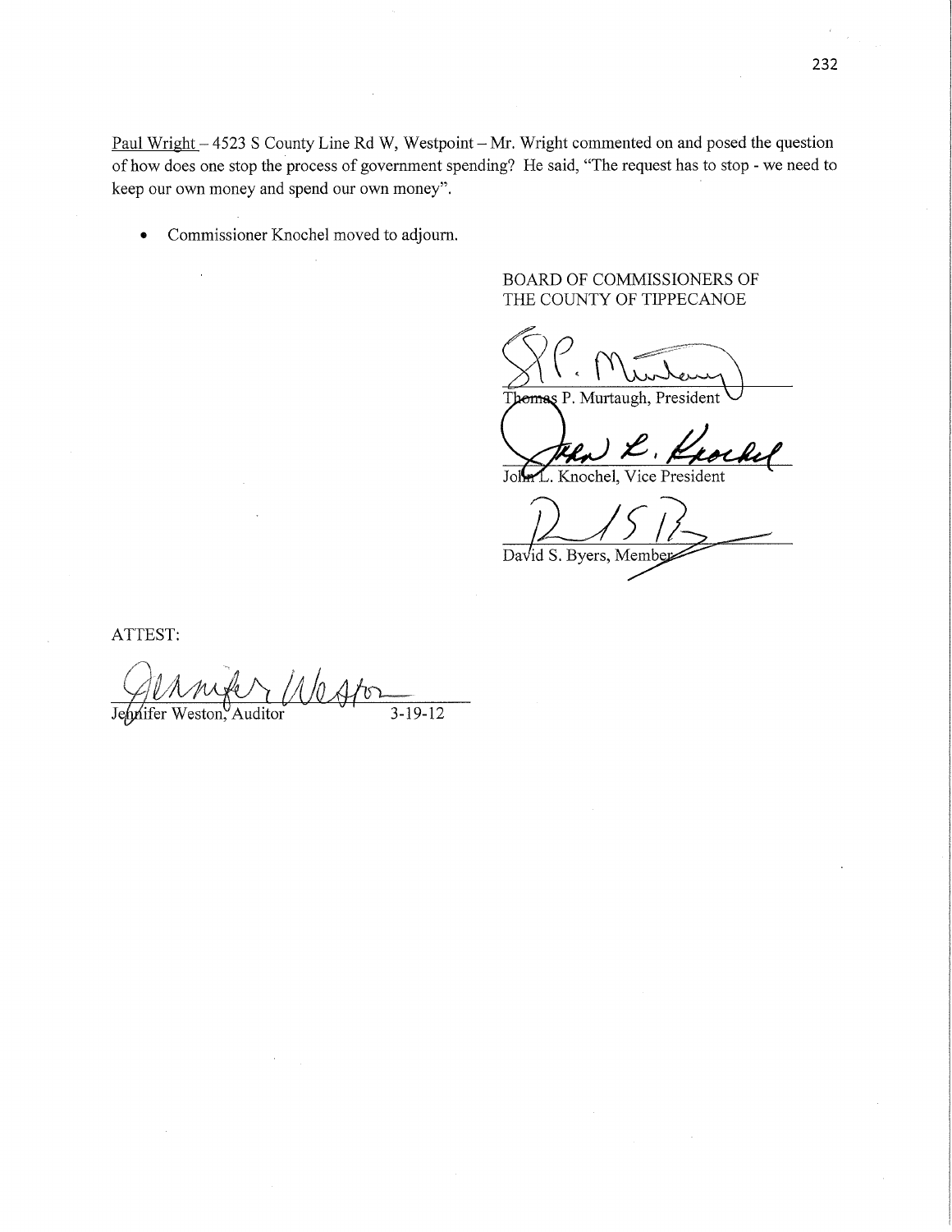<u>Paul Wright</u> – 4523 S County Line Rd W, Westpoint – Mr. Wright commented on and posed the question of how does one stop the process of government spending? He said, "The request has to stop - we need to keep our own money and spend our own money".

- Commissioner Knochel moved to adjourn.

BOARD OF COMMISSIONERS OF
THE COUNTY OF TIPPECANOE

Thomas P. Murtaugh, President

John L. Knochel, Vice President

David S. Byers, Member

ATTEST:

Jennifer Weston, Auditor 3-19-12